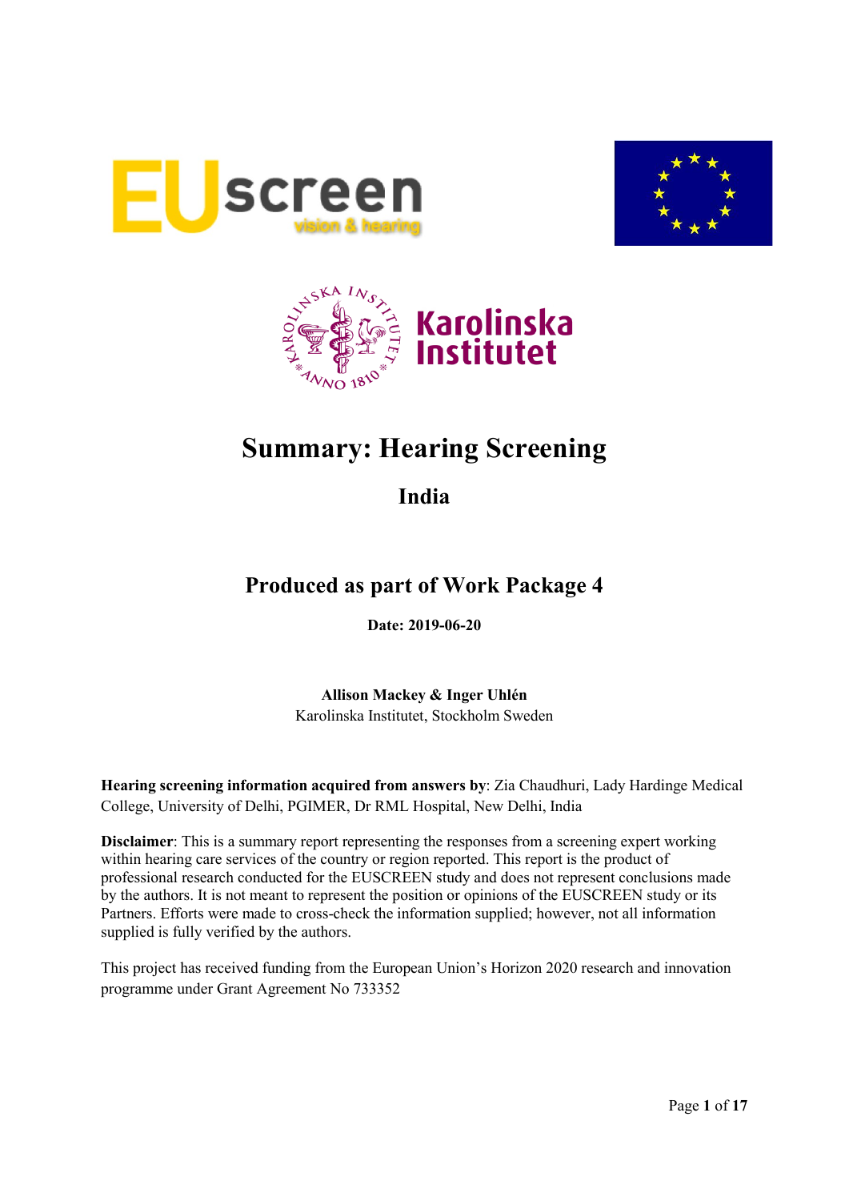# Summary: Hearing Screening

## India

## Produced as part of Work Package 4

**Date: 2019-06-20**

**Allison Mackey & Inger Uhlén**
Karolinska Institutet, Stockholm Sweden

**Hearing screening information acquired from answers by**: Zia Chaudhuri, Lady Hardinge Medical College, University of Delhi, PGIMER, Dr RML Hospital, New Delhi, India

**Disclaimer**: This is a summary report representing the responses from a screening expert working within hearing care services of the country or region reported. This report is the product of professional research conducted for the EUSCREEN study and does not represent conclusions made by the authors. It is not meant to represent the position or opinions of the EUSCREEN study or its Partners. Efforts were made to cross-check the information supplied; however, not all information supplied is fully verified by the authors.

This project has received funding from the European Union's Horizon 2020 research and innovation programme under Grant Agreement No 733352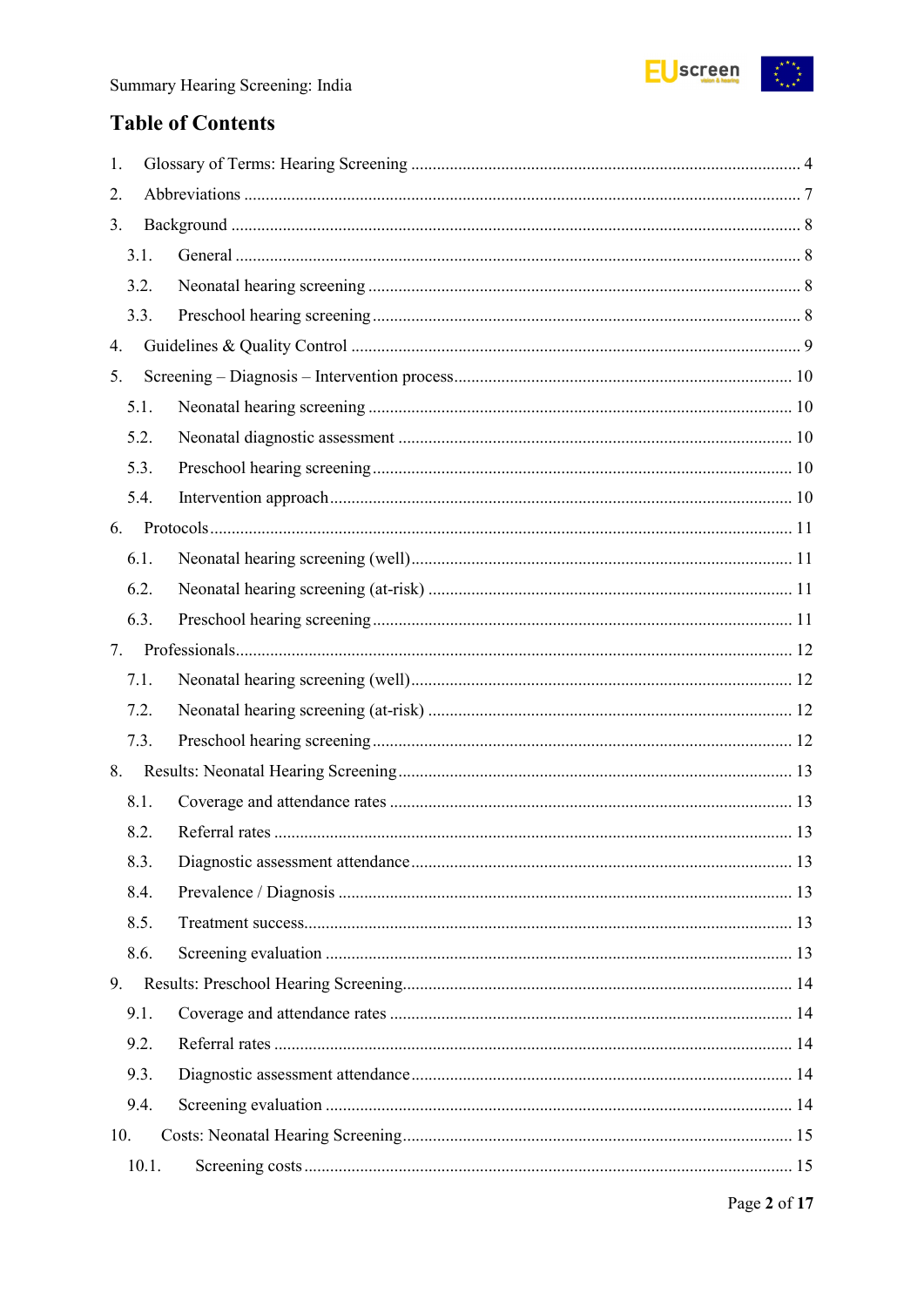# Table of Contents

1. Glossary of Terms: Hearing Screening ........ 4
2. Abbreviations ........ 7
3. Background ........ 8
   - 3.1. General ........ 8
   - 3.2. Neonatal hearing screening ........ 8
   - 3.3. Preschool hearing screening ........ 8
4. Guidelines & Quality Control ........ 9
5. Screening – Diagnosis – Intervention process ........ 10
   - 5.1. Neonatal hearing screening ........ 10
   - 5.2. Neonatal diagnostic assessment ........ 10
   - 5.3. Preschool hearing screening ........ 10
   - 5.4. Intervention approach ........ 10
6. Protocols ........ 11
   - 6.1. Neonatal hearing screening (well) ........ 11
   - 6.2. Neonatal hearing screening (at-risk) ........ 11
   - 6.3. Preschool hearing screening ........ 11
7. Professionals ........ 12
   - 7.1. Neonatal hearing screening (well) ........ 12
   - 7.2. Neonatal hearing screening (at-risk) ........ 12
   - 7.3. Preschool hearing screening ........ 12
8. Results: Neonatal Hearing Screening ........ 13
   - 8.1. Coverage and attendance rates ........ 13
   - 8.2. Referral rates ........ 13
   - 8.3. Diagnostic assessment attendance ........ 13
   - 8.4. Prevalence / Diagnosis ........ 13
   - 8.5. Treatment success ........ 13
   - 8.6. Screening evaluation ........ 13
9. Results: Preschool Hearing Screening ........ 14
   - 9.1. Coverage and attendance rates ........ 14
   - 9.2. Referral rates ........ 14
   - 9.3. Diagnostic assessment attendance ........ 14
   - 9.4. Screening evaluation ........ 14
10. Costs: Neonatal Hearing Screening ........ 15
    - 10.1. Screening costs ........ 15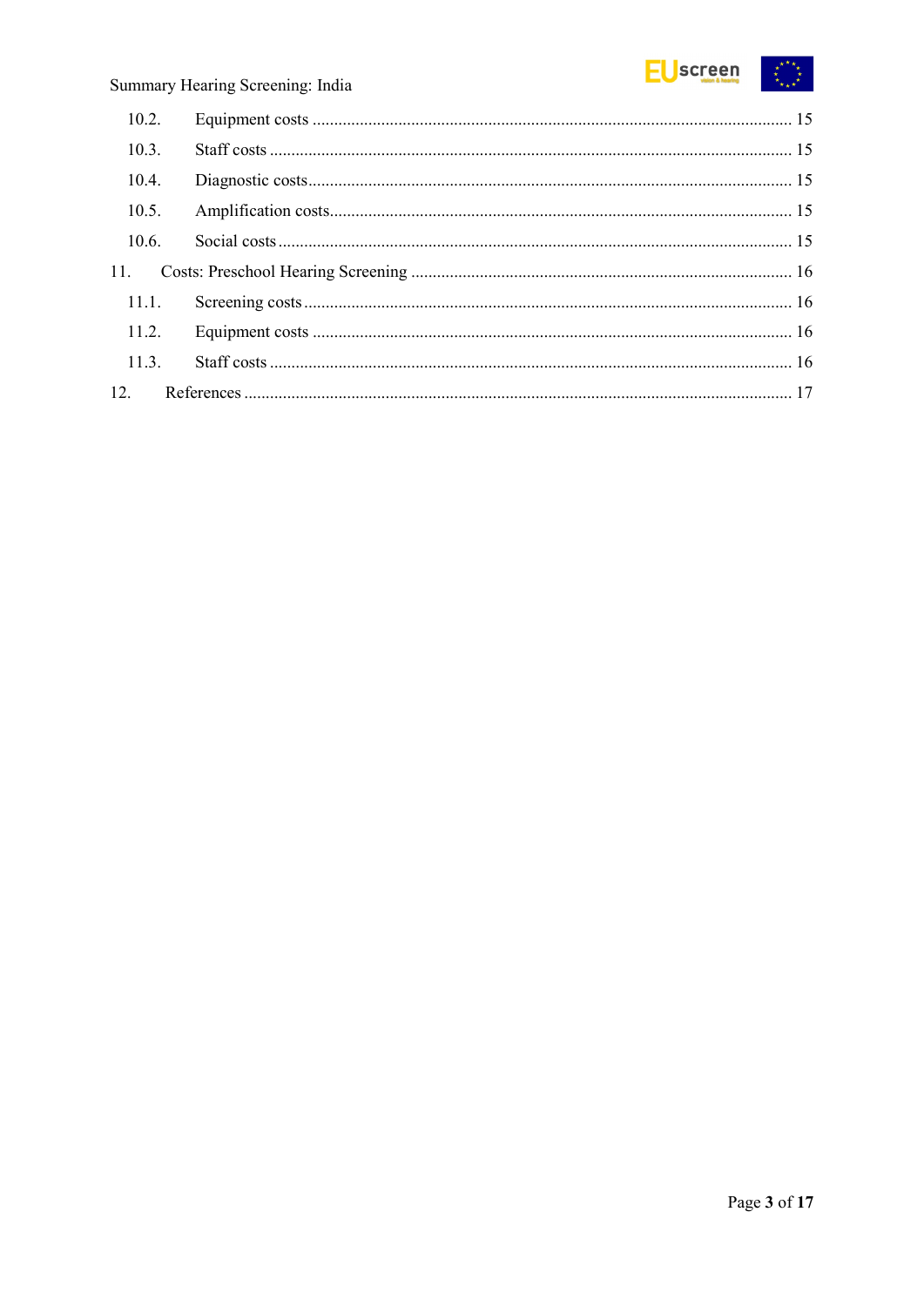10.2. Equipment costs ............................................................................................................. 15

10.3. Staff costs ....................................................................................................................... 15

10.4. Diagnostic costs .............................................................................................................. 15

10.5. Amplification costs .......................................................................................................... 15

10.6. Social costs ..................................................................................................................... 15

11. Costs: Preschool Hearing Screening ...................................................................................... 16

11.1. Screening costs ............................................................................................................... 16

11.2. Equipment costs ............................................................................................................. 16

11.3. Staff costs ....................................................................................................................... 16

12. References .............................................................................................................................. 17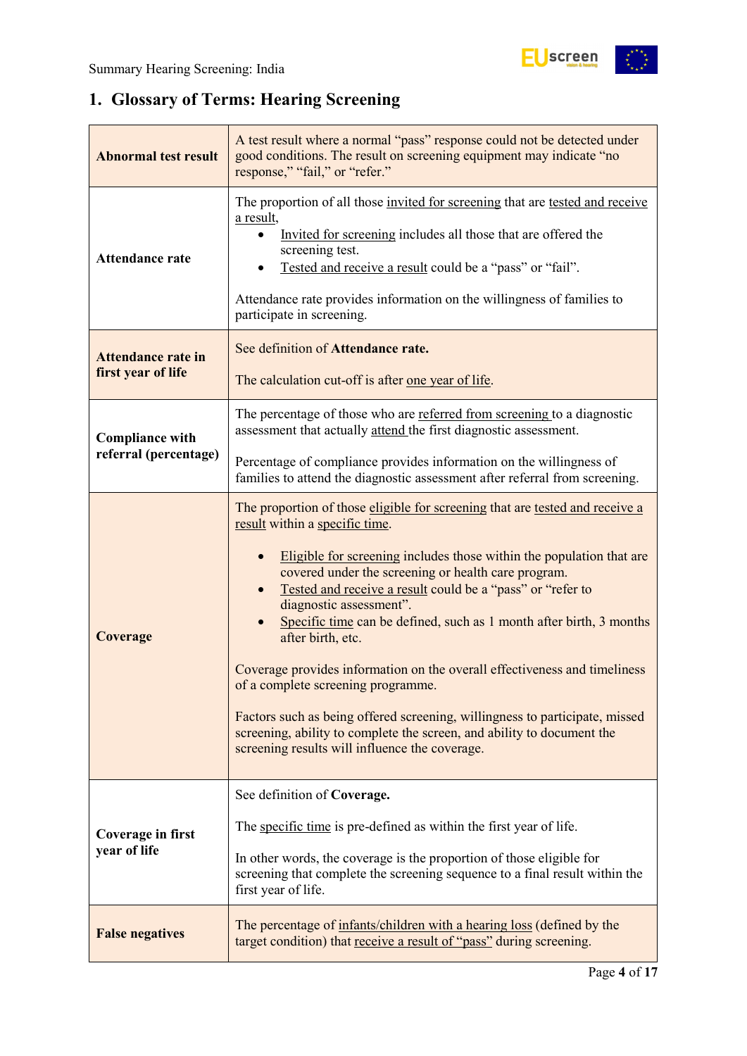## 1. Glossary of Terms: Hearing Screening

| | |
|---|---|
| **Abnormal test result** | A test result where a normal "pass" response could not be detected under good conditions. The result on screening equipment may indicate "no response," "fail," or "refer." |
| **Attendance rate** | The proportion of all those invited for screening that are tested and receive a result,<br>• Invited for screening includes all those that are offered the screening test.<br>• Tested and receive a result could be a "pass" or "fail".<br><br>Attendance rate provides information on the willingness of families to participate in screening. |
| **Attendance rate in first year of life** | See definition of **Attendance rate.**<br><br>The calculation cut-off is after one year of life. |
| **Compliance with referral (percentage)** | The percentage of those who are referred from screening to a diagnostic assessment that actually attend the first diagnostic assessment.<br><br>Percentage of compliance provides information on the willingness of families to attend the diagnostic assessment after referral from screening. |
| **Coverage** | The proportion of those eligible for screening that are tested and receive a result within a specific time.<br><br>• Eligible for screening includes those within the population that are covered under the screening or health care program.<br>• Tested and receive a result could be a "pass" or "refer to diagnostic assessment".<br>• Specific time can be defined, such as 1 month after birth, 3 months after birth, etc.<br><br>Coverage provides information on the overall effectiveness and timeliness of a complete screening programme.<br><br>Factors such as being offered screening, willingness to participate, missed screening, ability to complete the screen, and ability to document the screening results will influence the coverage. |
| **Coverage in first year of life** | See definition of **Coverage.**<br><br>The specific time is pre-defined as within the first year of life.<br><br>In other words, the coverage is the proportion of those eligible for screening that complete the screening sequence to a final result within the first year of life. |
| **False negatives** | The percentage of infants/children with a hearing loss (defined by the target condition) that receive a result of "pass" during screening. |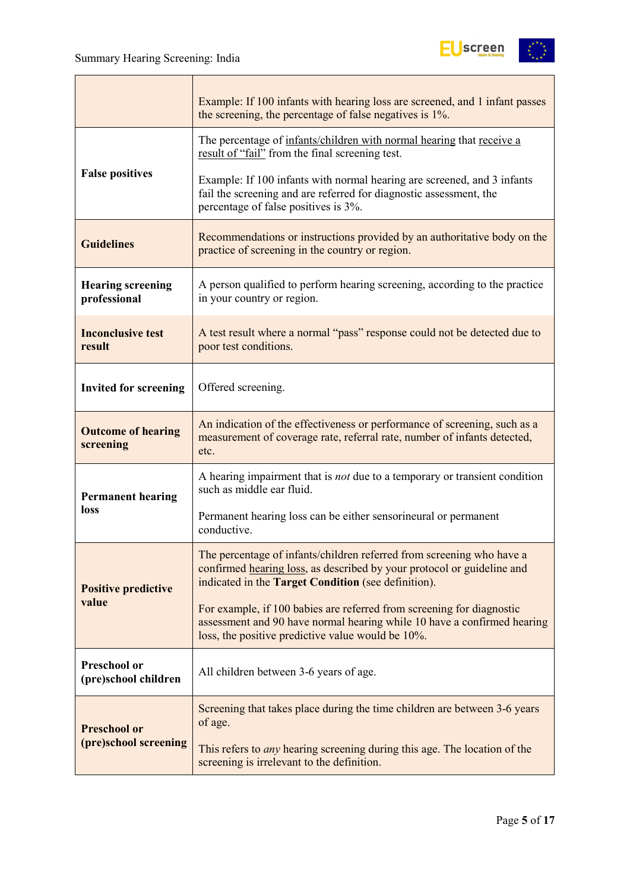| | |
|---|---|
| | Example: If 100 infants with hearing loss are screened, and 1 infant passes the screening, the percentage of false negatives is 1%. |
| **False positives** | The percentage of infants/children with normal hearing that receive a result of "fail" from the final screening test.<br><br>Example: If 100 infants with normal hearing are screened, and 3 infants fail the screening and are referred for diagnostic assessment, the percentage of false positives is 3%. |
| **Guidelines** | Recommendations or instructions provided by an authoritative body on the practice of screening in the country or region. |
| **Hearing screening professional** | A person qualified to perform hearing screening, according to the practice in your country or region. |
| **Inconclusive test result** | A test result where a normal "pass" response could not be detected due to poor test conditions. |
| **Invited for screening** | Offered screening. |
| **Outcome of hearing screening** | An indication of the effectiveness or performance of screening, such as a measurement of coverage rate, referral rate, number of infants detected, etc. |
| **Permanent hearing loss** | A hearing impairment that is *not* due to a temporary or transient condition such as middle ear fluid.<br><br>Permanent hearing loss can be either sensorineural or permanent conductive. |
| **Positive predictive value** | The percentage of infants/children referred from screening who have a confirmed hearing loss, as described by your protocol or guideline and indicated in the **Target Condition** (see definition).<br><br>For example, if 100 babies are referred from screening for diagnostic assessment and 90 have normal hearing while 10 have a confirmed hearing loss, the positive predictive value would be 10%. |
| **Preschool or (pre)school children** | All children between 3-6 years of age. |
| **Preschool or (pre)school screening** | Screening that takes place during the time children are between 3-6 years of age.<br><br>This refers to *any* hearing screening during this age. The location of the screening is irrelevant to the definition. |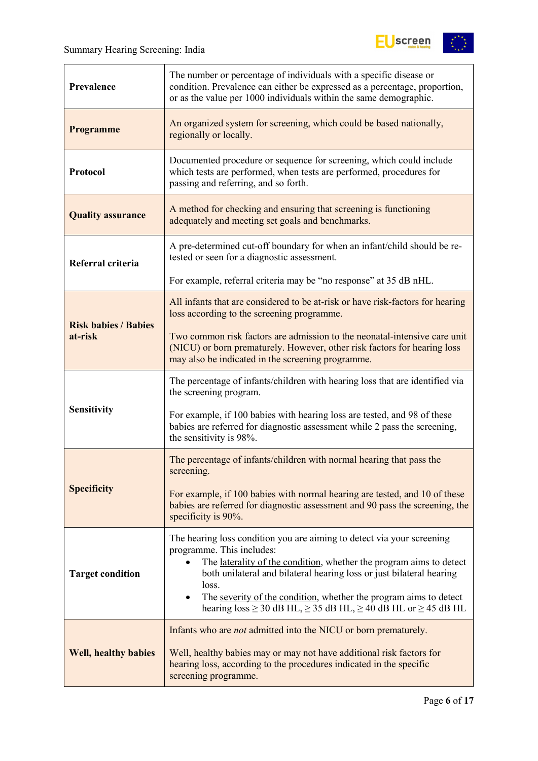| | |
|---|---|
| **Prevalence** | The number or percentage of individuals with a specific disease or condition. Prevalence can either be expressed as a percentage, proportion, or as the value per 1000 individuals within the same demographic. |
| **Programme** | An organized system for screening, which could be based nationally, regionally or locally. |
| **Protocol** | Documented procedure or sequence for screening, which could include which tests are performed, when tests are performed, procedures for passing and referring, and so forth. |
| **Quality assurance** | A method for checking and ensuring that screening is functioning adequately and meeting set goals and benchmarks. |
| **Referral criteria** | A pre-determined cut-off boundary for when an infant/child should be re-tested or seen for a diagnostic assessment.<br><br>For example, referral criteria may be "no response" at 35 dB nHL. |
| **Risk babies / Babies at-risk** | All infants that are considered to be at-risk or have risk-factors for hearing loss according to the screening programme.<br><br>Two common risk factors are admission to the neonatal-intensive care unit (NICU) or born prematurely. However, other risk factors for hearing loss may also be indicated in the screening programme. |
| **Sensitivity** | The percentage of infants/children with hearing loss that are identified via the screening program.<br><br>For example, if 100 babies with hearing loss are tested, and 98 of these babies are referred for diagnostic assessment while 2 pass the screening, the sensitivity is 98%. |
| **Specificity** | The percentage of infants/children with normal hearing that pass the screening.<br><br>For example, if 100 babies with normal hearing are tested, and 10 of these babies are referred for diagnostic assessment and 90 pass the screening, the specificity is 90%. |
| **Target condition** | The hearing loss condition you are aiming to detect via your screening programme. This includes:<br>• The laterality of the condition, whether the program aims to detect both unilateral and bilateral hearing loss or just bilateral hearing loss.<br>• The severity of the condition, whether the program aims to detect hearing loss ≥ 30 dB HL, ≥ 35 dB HL, ≥ 40 dB HL or ≥ 45 dB HL |
| **Well, healthy babies** | Infants who are *not* admitted into the NICU or born prematurely.<br><br>Well, healthy babies may or may not have additional risk factors for hearing loss, according to the procedures indicated in the specific screening programme. |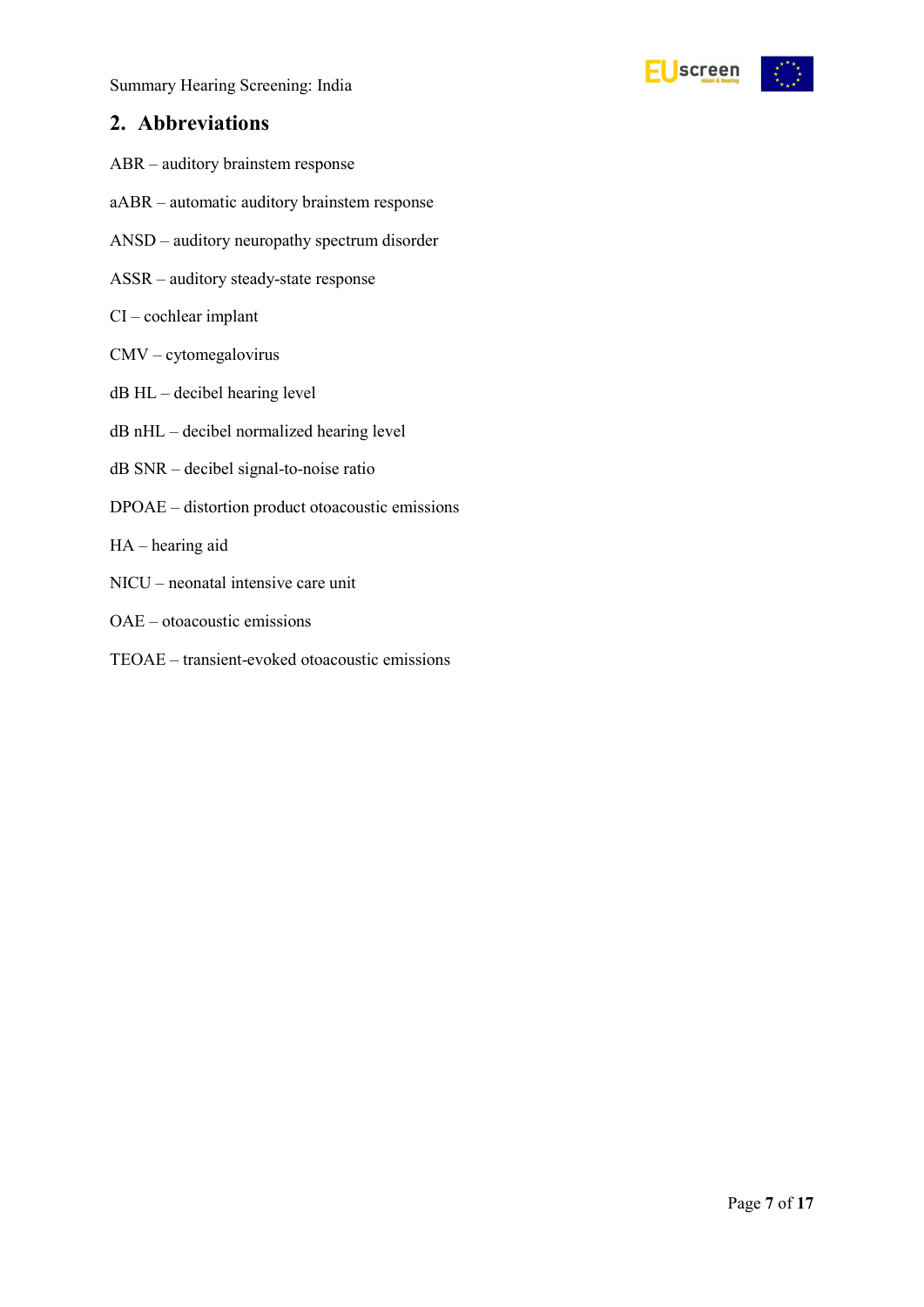## 2. Abbreviations

ABR – auditory brainstem response

aABR – automatic auditory brainstem response

ANSD – auditory neuropathy spectrum disorder

ASSR – auditory steady-state response

CI – cochlear implant

CMV – cytomegalovirus

dB HL – decibel hearing level

dB nHL – decibel normalized hearing level

dB SNR – decibel signal-to-noise ratio

DPOAE – distortion product otoacoustic emissions

HA – hearing aid

NICU – neonatal intensive care unit

OAE – otoacoustic emissions

TEOAE – transient-evoked otoacoustic emissions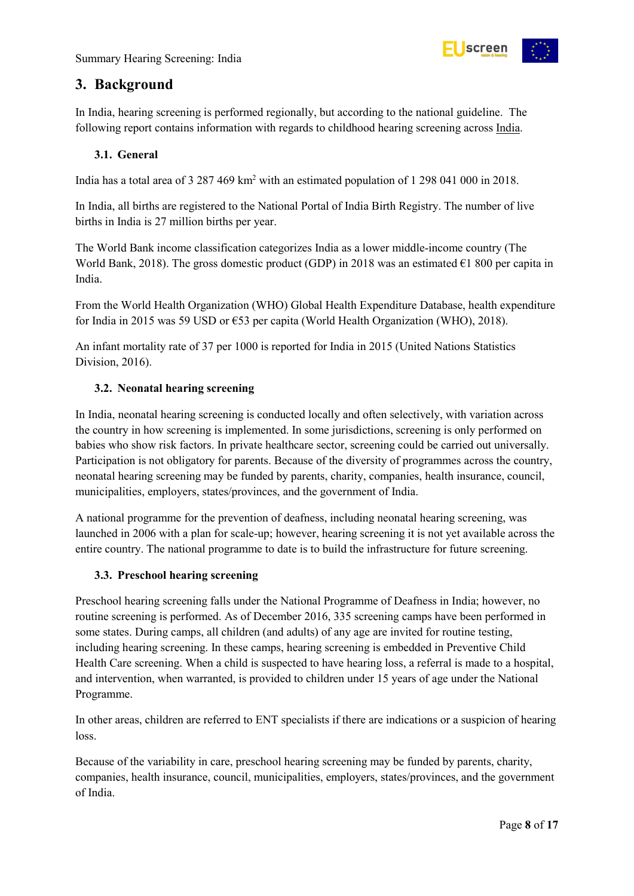## 3. Background

In India, hearing screening is performed regionally, but according to the national guideline. The following report contains information with regards to childhood hearing screening across India.

### 3.1. General

India has a total area of 3 287 469 km$^2$ with an estimated population of 1 298 041 000 in 2018.

In India, all births are registered to the National Portal of India Birth Registry. The number of live births in India is 27 million births per year.

The World Bank income classification categorizes India as a lower middle-income country (The World Bank, 2018). The gross domestic product (GDP) in 2018 was an estimated €1 800 per capita in India.

From the World Health Organization (WHO) Global Health Expenditure Database, health expenditure for India in 2015 was 59 USD or €53 per capita (World Health Organization (WHO), 2018).

An infant mortality rate of 37 per 1000 is reported for India in 2015 (United Nations Statistics Division, 2016).

### 3.2. Neonatal hearing screening

In India, neonatal hearing screening is conducted locally and often selectively, with variation across the country in how screening is implemented. In some jurisdictions, screening is only performed on babies who show risk factors. In private healthcare sector, screening could be carried out universally. Participation is not obligatory for parents. Because of the diversity of programmes across the country, neonatal hearing screening may be funded by parents, charity, companies, health insurance, council, municipalities, employers, states/provinces, and the government of India.

A national programme for the prevention of deafness, including neonatal hearing screening, was launched in 2006 with a plan for scale-up; however, hearing screening it is not yet available across the entire country. The national programme to date is to build the infrastructure for future screening.

### 3.3. Preschool hearing screening

Preschool hearing screening falls under the National Programme of Deafness in India; however, no routine screening is performed. As of December 2016, 335 screening camps have been performed in some states. During camps, all children (and adults) of any age are invited for routine testing, including hearing screening. In these camps, hearing screening is embedded in Preventive Child Health Care screening. When a child is suspected to have hearing loss, a referral is made to a hospital, and intervention, when warranted, is provided to children under 15 years of age under the National Programme.

In other areas, children are referred to ENT specialists if there are indications or a suspicion of hearing loss.

Because of the variability in care, preschool hearing screening may be funded by parents, charity, companies, health insurance, council, municipalities, employers, states/provinces, and the government of India.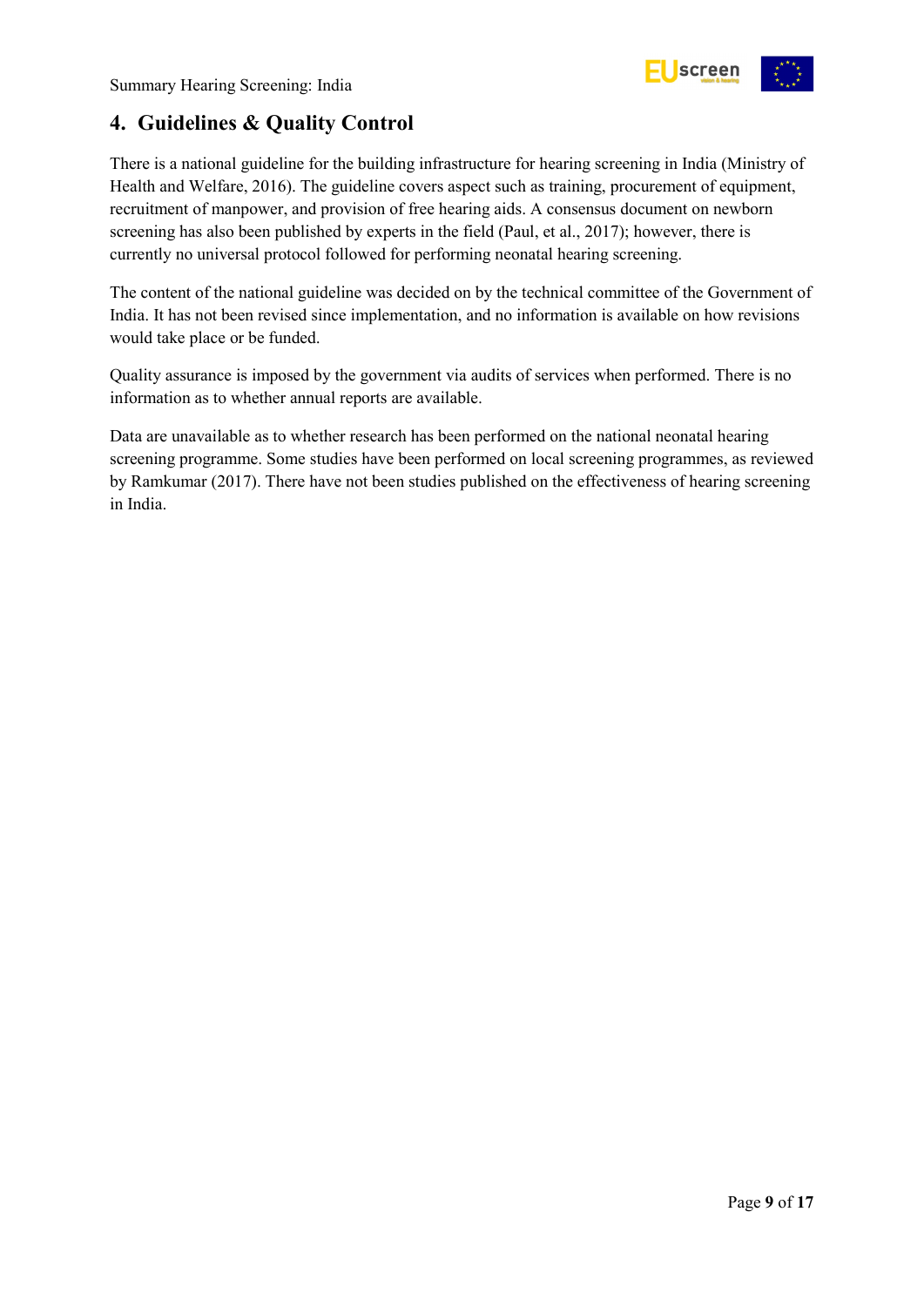## 4. Guidelines & Quality Control

There is a national guideline for the building infrastructure for hearing screening in India (Ministry of Health and Welfare, 2016). The guideline covers aspect such as training, procurement of equipment, recruitment of manpower, and provision of free hearing aids. A consensus document on newborn screening has also been published by experts in the field (Paul, et al., 2017); however, there is currently no universal protocol followed for performing neonatal hearing screening.

The content of the national guideline was decided on by the technical committee of the Government of India. It has not been revised since implementation, and no information is available on how revisions would take place or be funded.

Quality assurance is imposed by the government via audits of services when performed. There is no information as to whether annual reports are available.

Data are unavailable as to whether research has been performed on the national neonatal hearing screening programme. Some studies have been performed on local screening programmes, as reviewed by Ramkumar (2017). There have not been studies published on the effectiveness of hearing screening in India.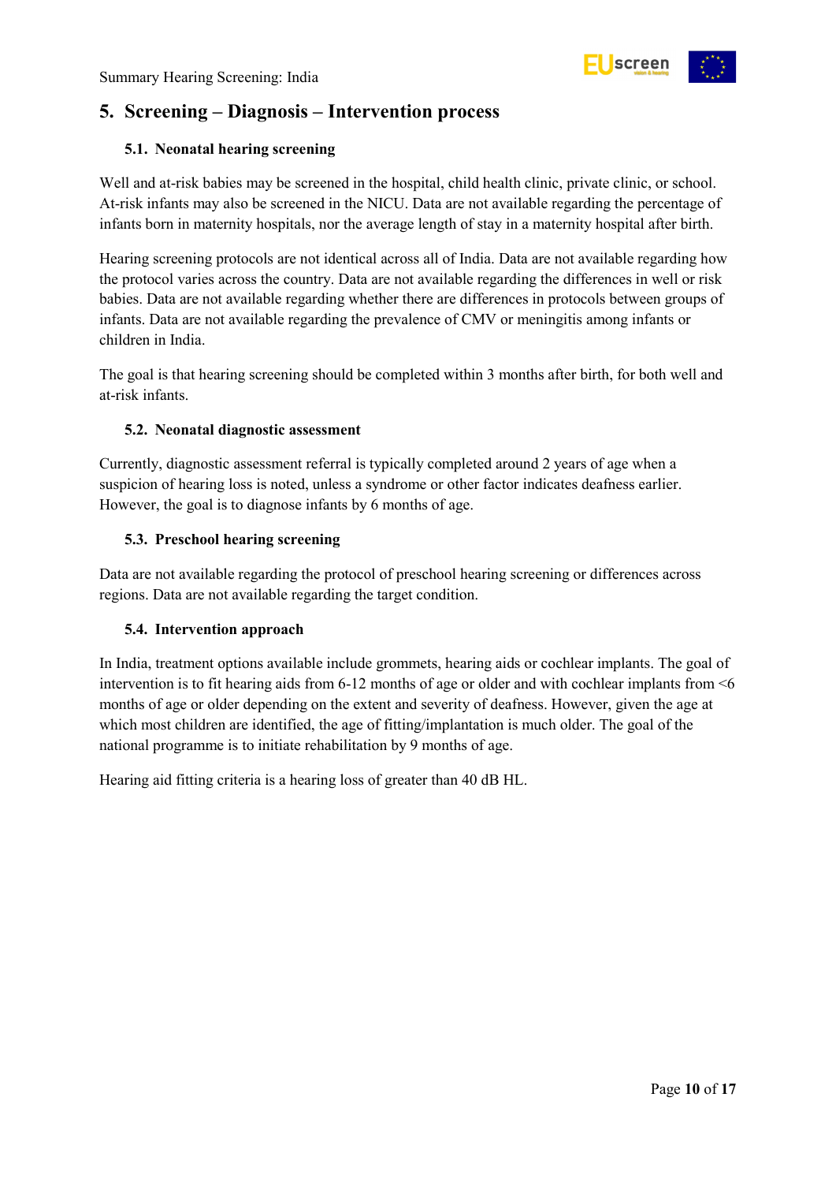# 5. Screening – Diagnosis – Intervention process

## 5.1. Neonatal hearing screening

Well and at-risk babies may be screened in the hospital, child health clinic, private clinic, or school. At-risk infants may also be screened in the NICU. Data are not available regarding the percentage of infants born in maternity hospitals, nor the average length of stay in a maternity hospital after birth.

Hearing screening protocols are not identical across all of India. Data are not available regarding how the protocol varies across the country. Data are not available regarding the differences in well or risk babies. Data are not available regarding whether there are differences in protocols between groups of infants. Data are not available regarding the prevalence of CMV or meningitis among infants or children in India.

The goal is that hearing screening should be completed within 3 months after birth, for both well and at-risk infants.

## 5.2. Neonatal diagnostic assessment

Currently, diagnostic assessment referral is typically completed around 2 years of age when a suspicion of hearing loss is noted, unless a syndrome or other factor indicates deafness earlier. However, the goal is to diagnose infants by 6 months of age.

## 5.3. Preschool hearing screening

Data are not available regarding the protocol of preschool hearing screening or differences across regions. Data are not available regarding the target condition.

## 5.4. Intervention approach

In India, treatment options available include grommets, hearing aids or cochlear implants. The goal of intervention is to fit hearing aids from 6-12 months of age or older and with cochlear implants from <6 months of age or older depending on the extent and severity of deafness. However, given the age at which most children are identified, the age of fitting/implantation is much older. The goal of the national programme is to initiate rehabilitation by 9 months of age.

Hearing aid fitting criteria is a hearing loss of greater than 40 dB HL.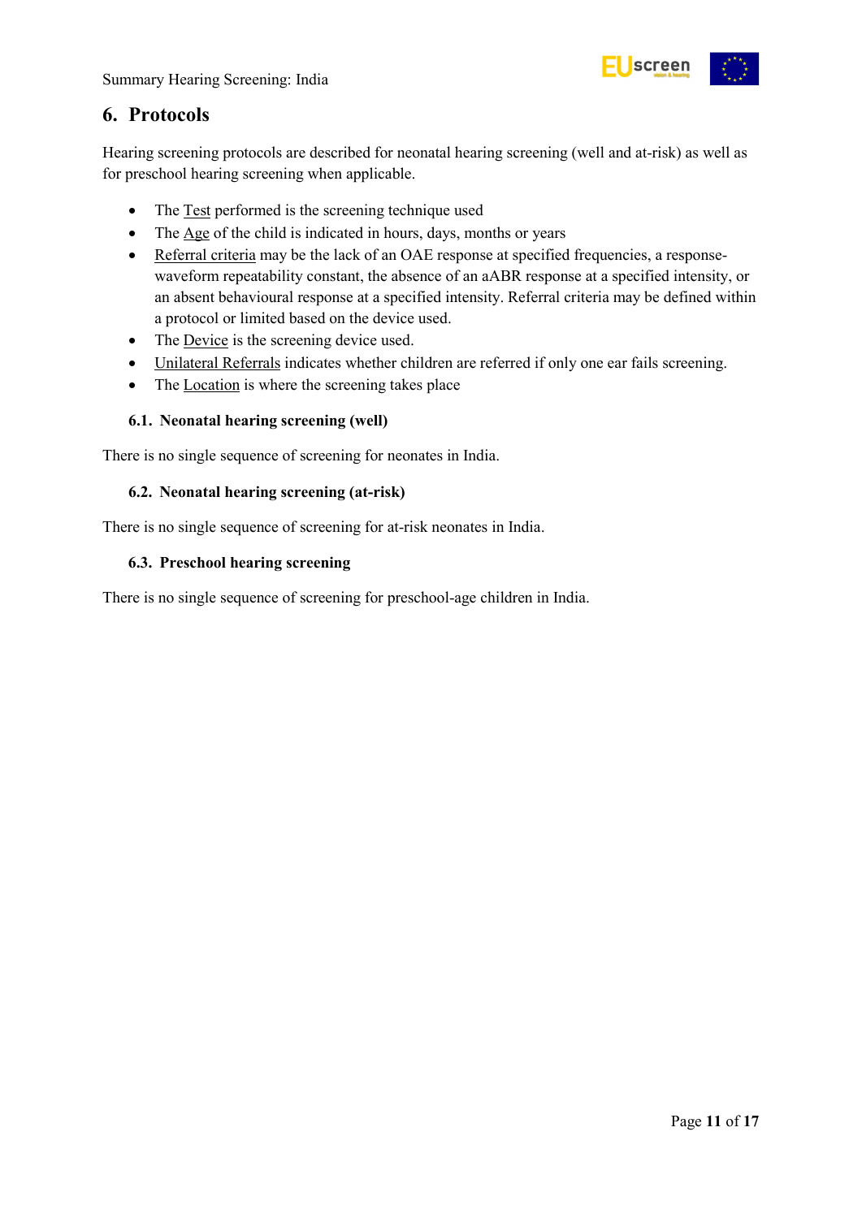## 6. Protocols

Hearing screening protocols are described for neonatal hearing screening (well and at-risk) as well as for preschool hearing screening when applicable.

- The Test performed is the screening technique used
- The Age of the child is indicated in hours, days, months or years
- Referral criteria may be the lack of an OAE response at specified frequencies, a response-waveform repeatability constant, the absence of an aABR response at a specified intensity, or an absent behavioural response at a specified intensity. Referral criteria may be defined within a protocol or limited based on the device used.
- The Device is the screening device used.
- Unilateral Referrals indicates whether children are referred if only one ear fails screening.
- The Location is where the screening takes place

### 6.1. Neonatal hearing screening (well)

There is no single sequence of screening for neonates in India.

### 6.2. Neonatal hearing screening (at-risk)

There is no single sequence of screening for at-risk neonates in India.

### 6.3. Preschool hearing screening

There is no single sequence of screening for preschool-age children in India.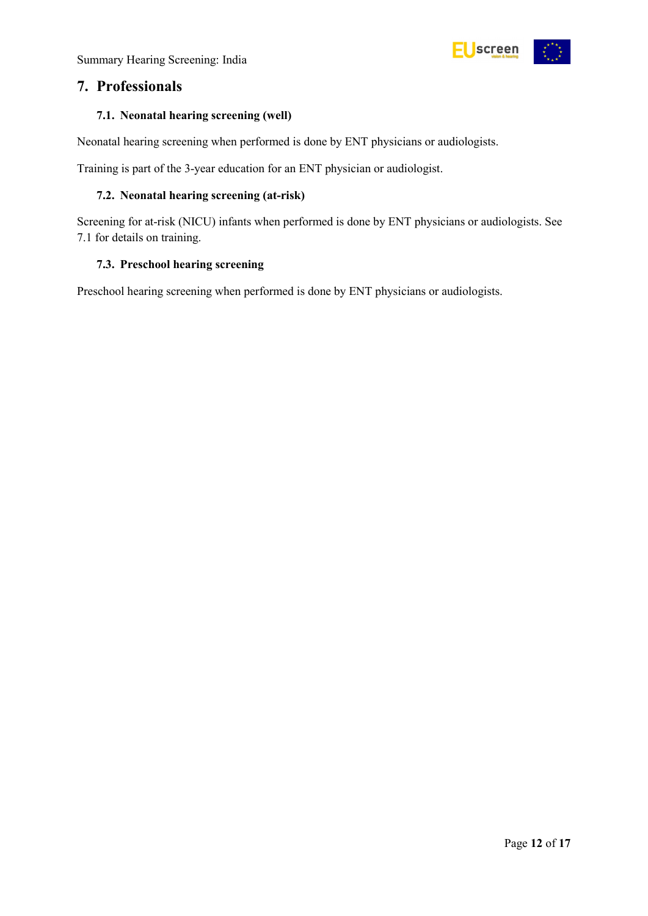## 7. Professionals

### 7.1. Neonatal hearing screening (well)

Neonatal hearing screening when performed is done by ENT physicians or audiologists.

Training is part of the 3-year education for an ENT physician or audiologist.

### 7.2. Neonatal hearing screening (at-risk)

Screening for at-risk (NICU) infants when performed is done by ENT physicians or audiologists. See 7.1 for details on training.

### 7.3. Preschool hearing screening

Preschool hearing screening when performed is done by ENT physicians or audiologists.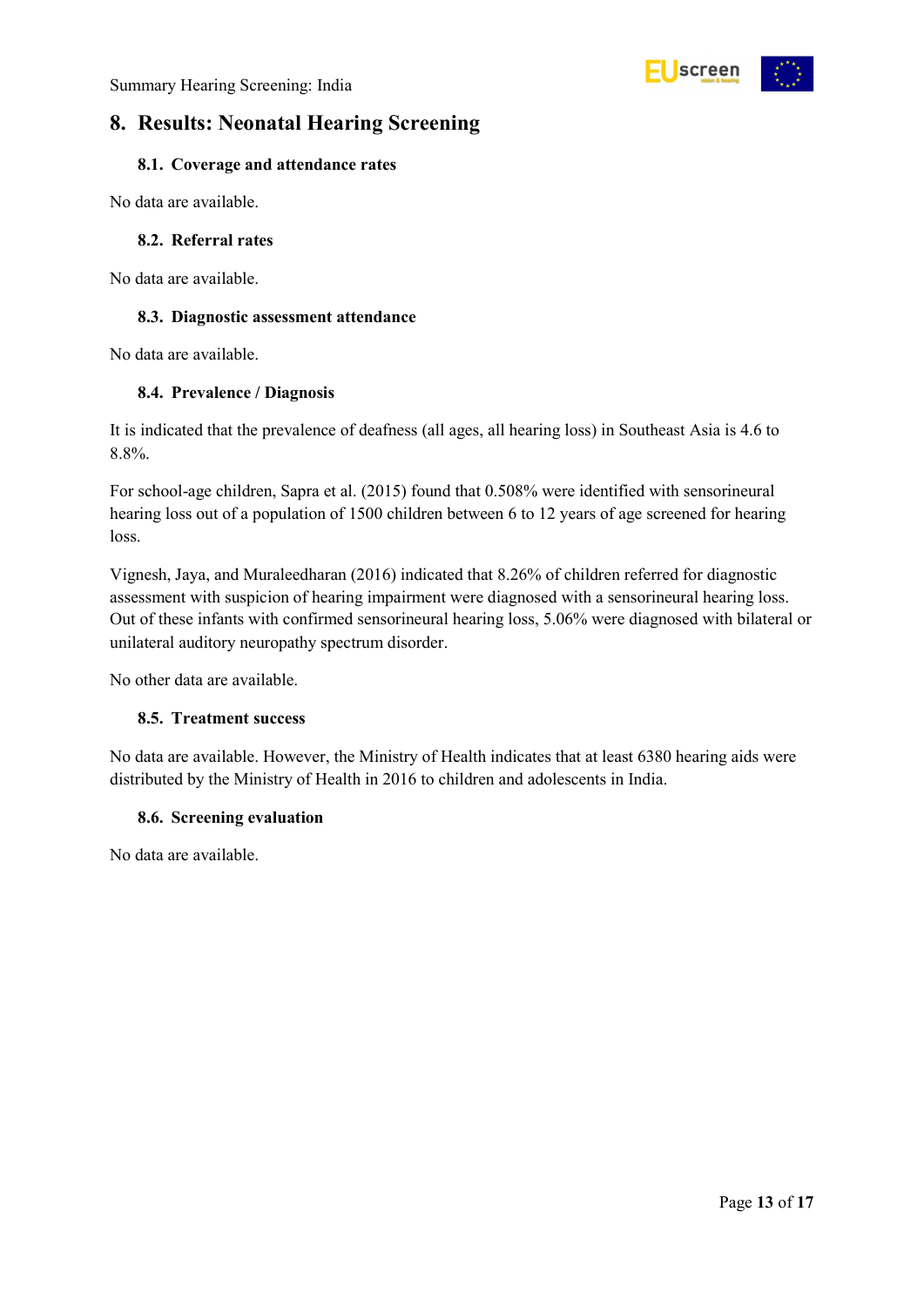## 8. Results: Neonatal Hearing Screening

### 8.1. Coverage and attendance rates

No data are available.

### 8.2. Referral rates

No data are available.

### 8.3. Diagnostic assessment attendance

No data are available.

### 8.4. Prevalence / Diagnosis

It is indicated that the prevalence of deafness (all ages, all hearing loss) in Southeast Asia is 4.6 to 8.8%.

For school-age children, Sapra et al. (2015) found that 0.508% were identified with sensorineural hearing loss out of a population of 1500 children between 6 to 12 years of age screened for hearing loss.

Vignesh, Jaya, and Muraleedharan (2016) indicated that 8.26% of children referred for diagnostic assessment with suspicion of hearing impairment were diagnosed with a sensorineural hearing loss. Out of these infants with confirmed sensorineural hearing loss, 5.06% were diagnosed with bilateral or unilateral auditory neuropathy spectrum disorder.

No other data are available.

### 8.5. Treatment success

No data are available. However, the Ministry of Health indicates that at least 6380 hearing aids were distributed by the Ministry of Health in 2016 to children and adolescents in India.

### 8.6. Screening evaluation

No data are available.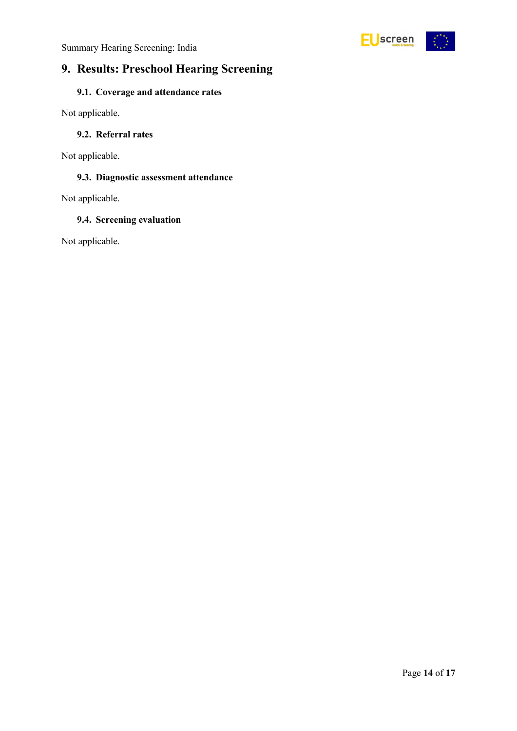# 9. Results: Preschool Hearing Screening

## 9.1. Coverage and attendance rates

Not applicable.

## 9.2. Referral rates

Not applicable.

## 9.3. Diagnostic assessment attendance

Not applicable.

## 9.4. Screening evaluation

Not applicable.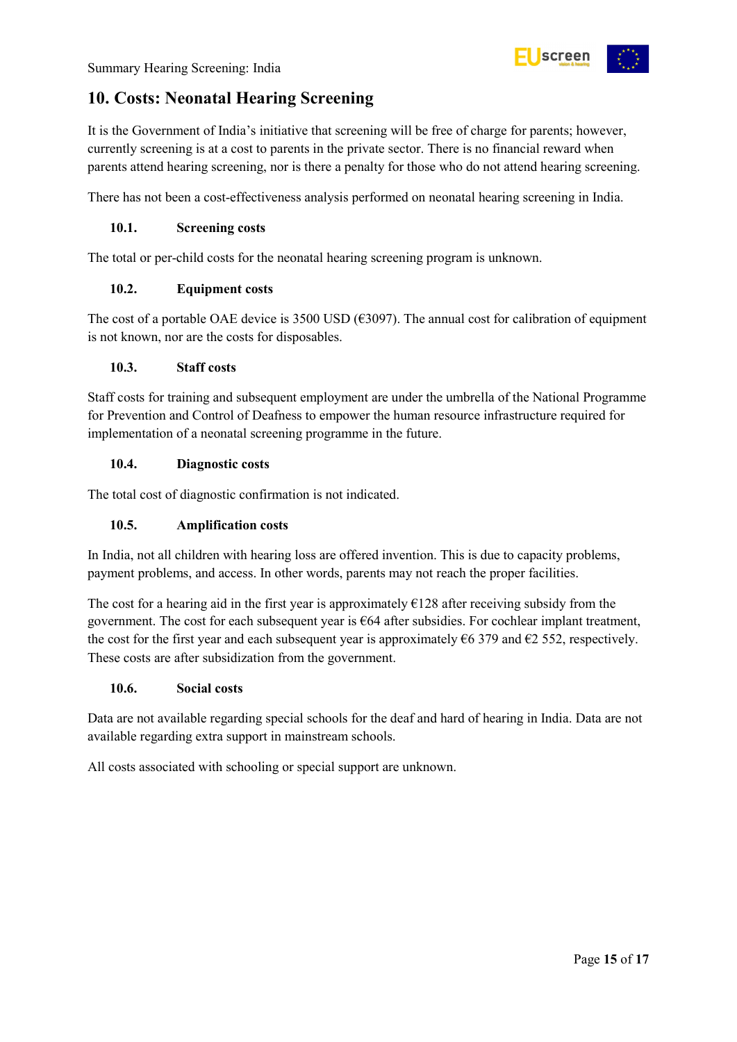## 10. Costs: Neonatal Hearing Screening

It is the Government of India's initiative that screening will be free of charge for parents; however, currently screening is at a cost to parents in the private sector. There is no financial reward when parents attend hearing screening, nor is there a penalty for those who do not attend hearing screening.

There has not been a cost-effectiveness analysis performed on neonatal hearing screening in India.

### 10.1. Screening costs

The total or per-child costs for the neonatal hearing screening program is unknown.

### 10.2. Equipment costs

The cost of a portable OAE device is 3500 USD (€3097). The annual cost for calibration of equipment is not known, nor are the costs for disposables.

### 10.3. Staff costs

Staff costs for training and subsequent employment are under the umbrella of the National Programme for Prevention and Control of Deafness to empower the human resource infrastructure required for implementation of a neonatal screening programme in the future.

### 10.4. Diagnostic costs

The total cost of diagnostic confirmation is not indicated.

### 10.5. Amplification costs

In India, not all children with hearing loss are offered invention. This is due to capacity problems, payment problems, and access. In other words, parents may not reach the proper facilities.

The cost for a hearing aid in the first year is approximately €128 after receiving subsidy from the government. The cost for each subsequent year is €64 after subsidies. For cochlear implant treatment, the cost for the first year and each subsequent year is approximately €6 379 and €2 552, respectively. These costs are after subsidization from the government.

### 10.6. Social costs

Data are not available regarding special schools for the deaf and hard of hearing in India. Data are not available regarding extra support in mainstream schools.

All costs associated with schooling or special support are unknown.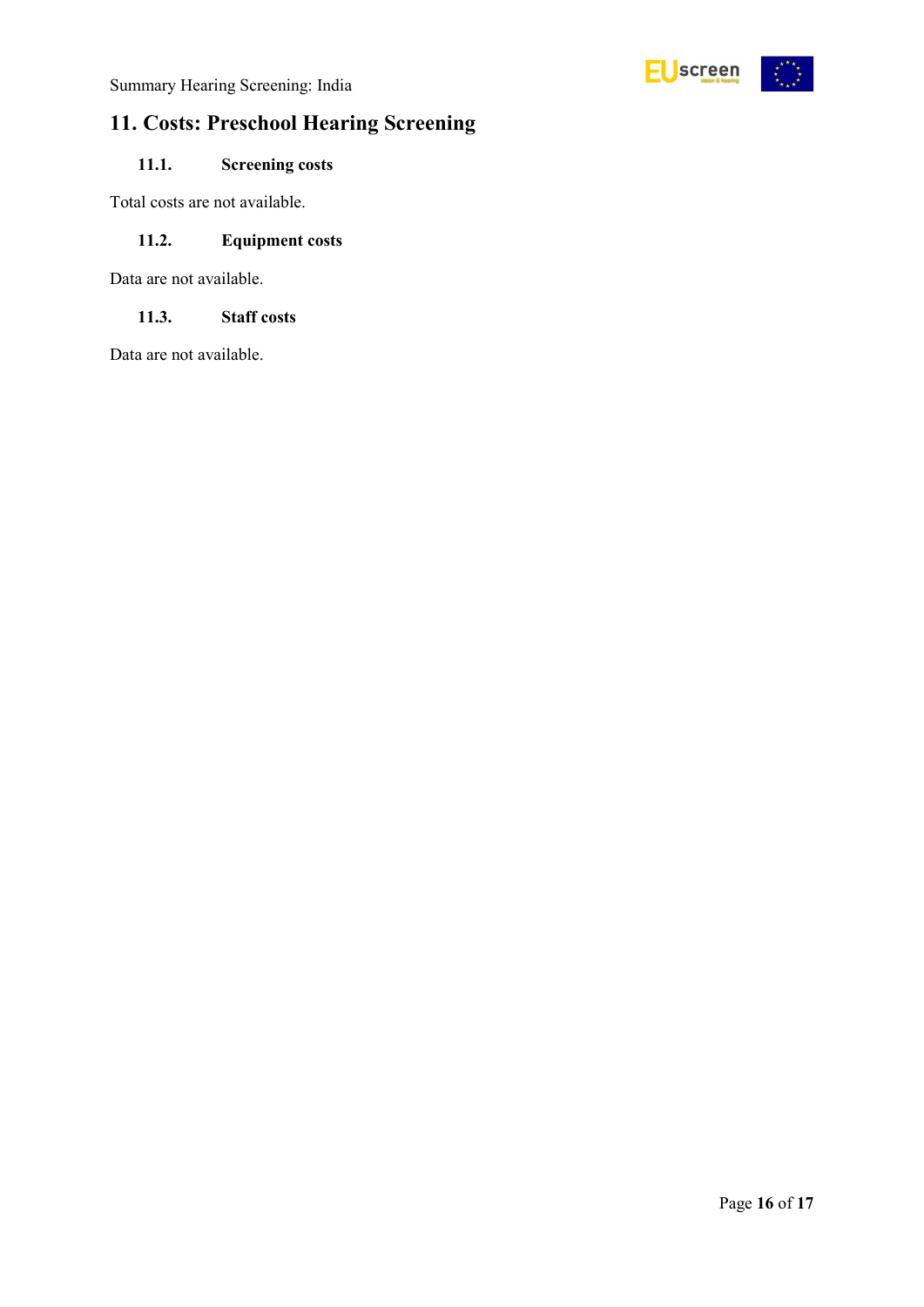## 11. Costs: Preschool Hearing Screening

### 11.1. Screening costs

Total costs are not available.

### 11.2. Equipment costs

Data are not available.

### 11.3. Staff costs

Data are not available.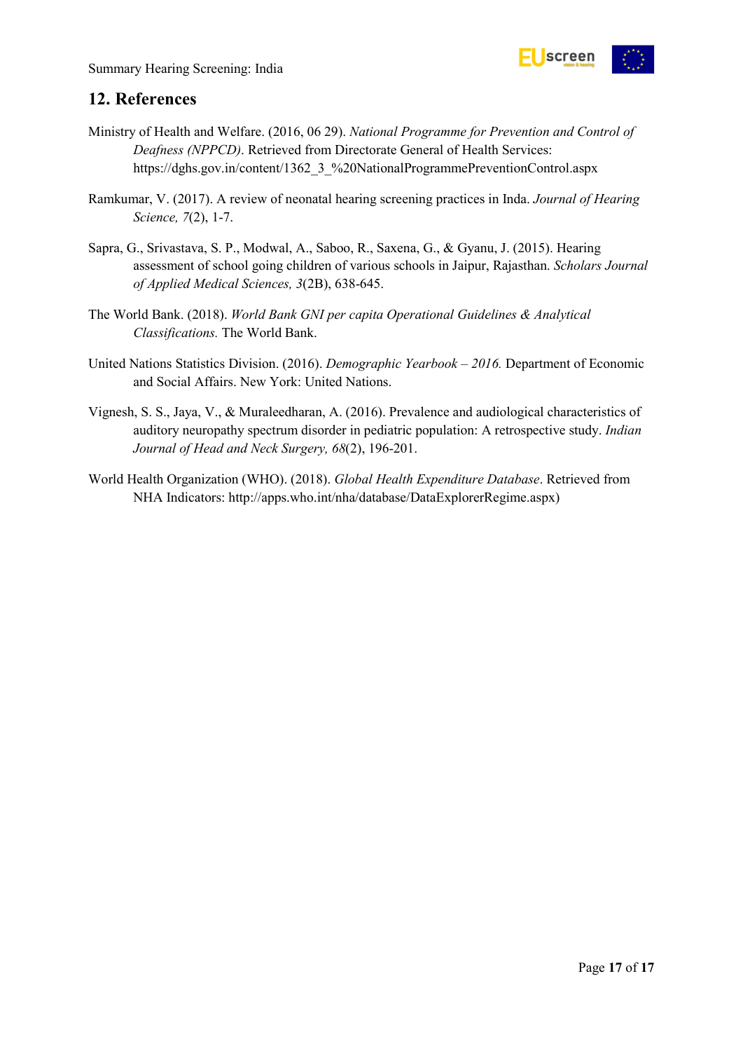## 12. References

Ministry of Health and Welfare. (2016, 06 29). *National Programme for Prevention and Control of Deafness (NPPCD)*. Retrieved from Directorate General of Health Services: https://dghs.gov.in/content/1362_3_%20NationalProgrammePreventionControl.aspx

Ramkumar, V. (2017). A review of neonatal hearing screening practices in Inda. *Journal of Hearing Science, 7*(2), 1-7.

Sapra, G., Srivastava, S. P., Modwal, A., Saboo, R., Saxena, G., & Gyanu, J. (2015). Hearing assessment of school going children of various schools in Jaipur, Rajasthan. *Scholars Journal of Applied Medical Sciences, 3*(2B), 638-645.

The World Bank. (2018). *World Bank GNI per capita Operational Guidelines & Analytical Classifications.* The World Bank.

United Nations Statistics Division. (2016). *Demographic Yearbook – 2016.* Department of Economic and Social Affairs. New York: United Nations.

Vignesh, S. S., Jaya, V., & Muraleedharan, A. (2016). Prevalence and audiological characteristics of auditory neuropathy spectrum disorder in pediatric population: A retrospective study. *Indian Journal of Head and Neck Surgery, 68*(2), 196-201.

World Health Organization (WHO). (2018). *Global Health Expenditure Database*. Retrieved from NHA Indicators: http://apps.who.int/nha/database/DataExplorerRegime.aspx)